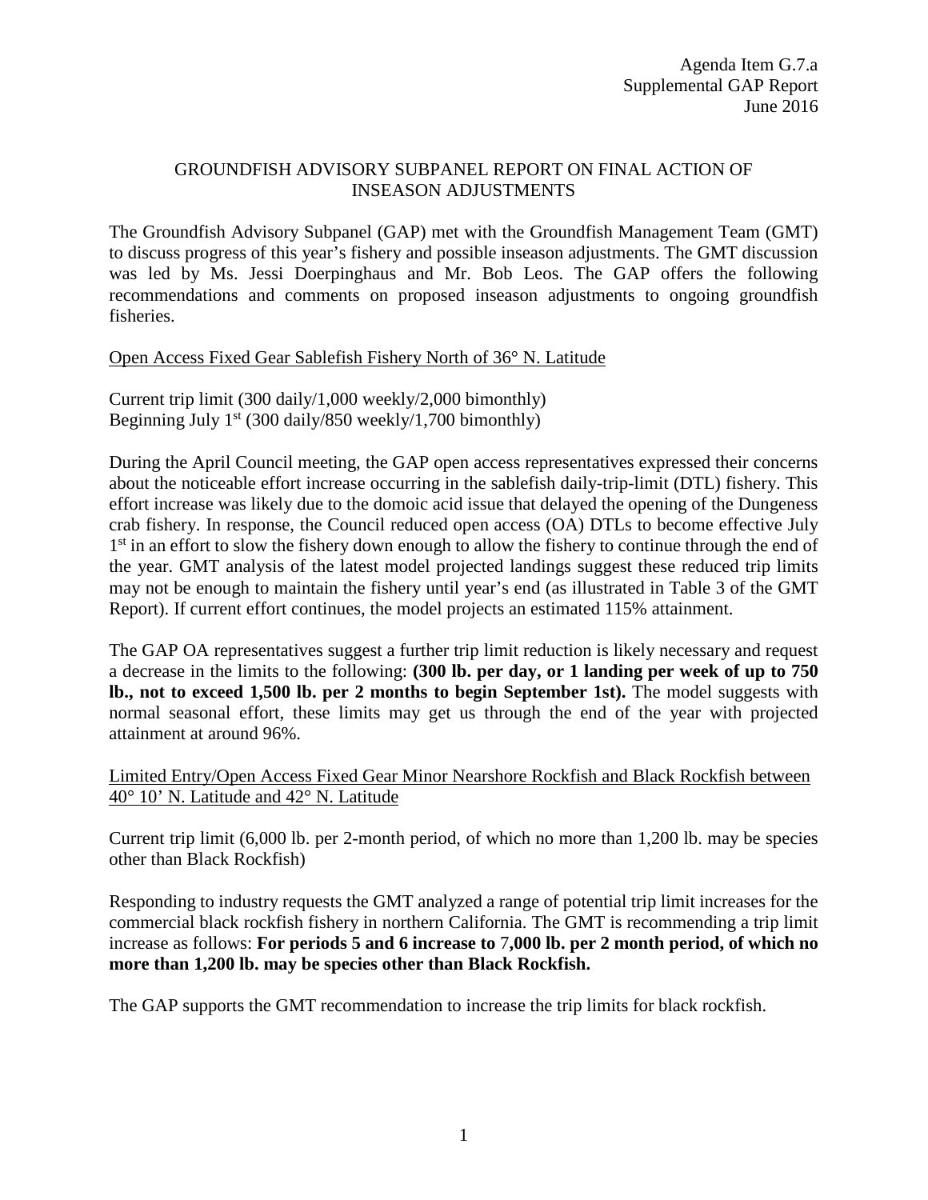Agenda Item G.7.a
Supplemental GAP Report
June 2016

# GROUNDFISH ADVISORY SUBPANEL REPORT ON FINAL ACTION OF INSEASON ADJUSTMENTS

The Groundfish Advisory Subpanel (GAP) met with the Groundfish Management Team (GMT) to discuss progress of this year's fishery and possible inseason adjustments. The GMT discussion was led by Ms. Jessi Doerpinghaus and Mr. Bob Leos. The GAP offers the following recommendations and comments on proposed inseason adjustments to ongoing groundfish fisheries.

## Open Access Fixed Gear Sablefish Fishery North of 36° N. Latitude

Current trip limit (300 daily/1,000 weekly/2,000 bimonthly)
Beginning July 1st (300 daily/850 weekly/1,700 bimonthly)

During the April Council meeting, the GAP open access representatives expressed their concerns about the noticeable effort increase occurring in the sablefish daily-trip-limit (DTL) fishery. This effort increase was likely due to the domoic acid issue that delayed the opening of the Dungeness crab fishery. In response, the Council reduced open access (OA) DTLs to become effective July 1st in an effort to slow the fishery down enough to allow the fishery to continue through the end of the year. GMT analysis of the latest model projected landings suggest these reduced trip limits may not be enough to maintain the fishery until year's end (as illustrated in Table 3 of the GMT Report). If current effort continues, the model projects an estimated 115% attainment.

The GAP OA representatives suggest a further trip limit reduction is likely necessary and request a decrease in the limits to the following: **(300 lb. per day, or 1 landing per week of up to 750 lb., not to exceed 1,500 lb. per 2 months to begin September 1st).** The model suggests with normal seasonal effort, these limits may get us through the end of the year with projected attainment at around 96%.

## Limited Entry/Open Access Fixed Gear Minor Nearshore Rockfish and Black Rockfish between 40° 10' N. Latitude and 42° N. Latitude

Current trip limit (6,000 lb. per 2-month period, of which no more than 1,200 lb. may be species other than Black Rockfish)

Responding to industry requests the GMT analyzed a range of potential trip limit increases for the commercial black rockfish fishery in northern California. The GMT is recommending a trip limit increase as follows: **For periods 5 and 6 increase to 7,000 lb. per 2 month period, of which no more than 1,200 lb. may be species other than Black Rockfish.**

The GAP supports the GMT recommendation to increase the trip limits for black rockfish.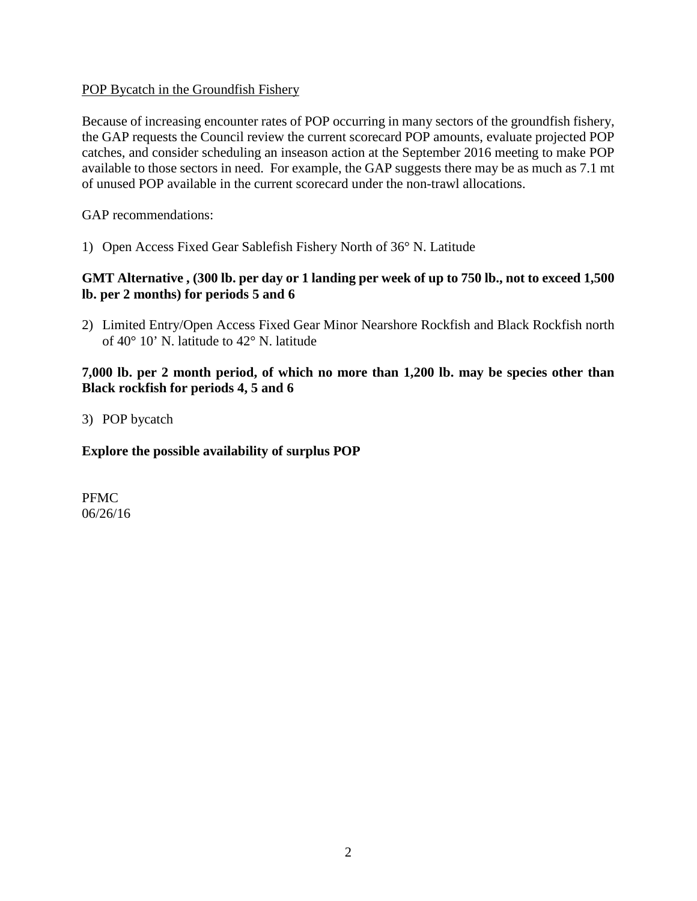POP Bycatch in the Groundfish Fishery

Because of increasing encounter rates of POP occurring in many sectors of the groundfish fishery, the GAP requests the Council review the current scorecard POP amounts, evaluate projected POP catches, and consider scheduling an inseason action at the September 2016 meeting to make POP available to those sectors in need. For example, the GAP suggests there may be as much as 7.1 mt of unused POP available in the current scorecard under the non-trawl allocations.

GAP recommendations:

1) Open Access Fixed Gear Sablefish Fishery North of 36° N. Latitude

**GMT Alternative , (300 lb. per day or 1 landing per week of up to 750 lb., not to exceed 1,500 lb. per 2 months) for periods 5 and 6**

2) Limited Entry/Open Access Fixed Gear Minor Nearshore Rockfish and Black Rockfish north of 40° 10' N. latitude to 42° N. latitude

**7,000 lb. per 2 month period, of which no more than 1,200 lb. may be species other than Black rockfish for periods 4, 5 and 6**

3) POP bycatch

**Explore the possible availability of surplus POP**

PFMC
06/26/16